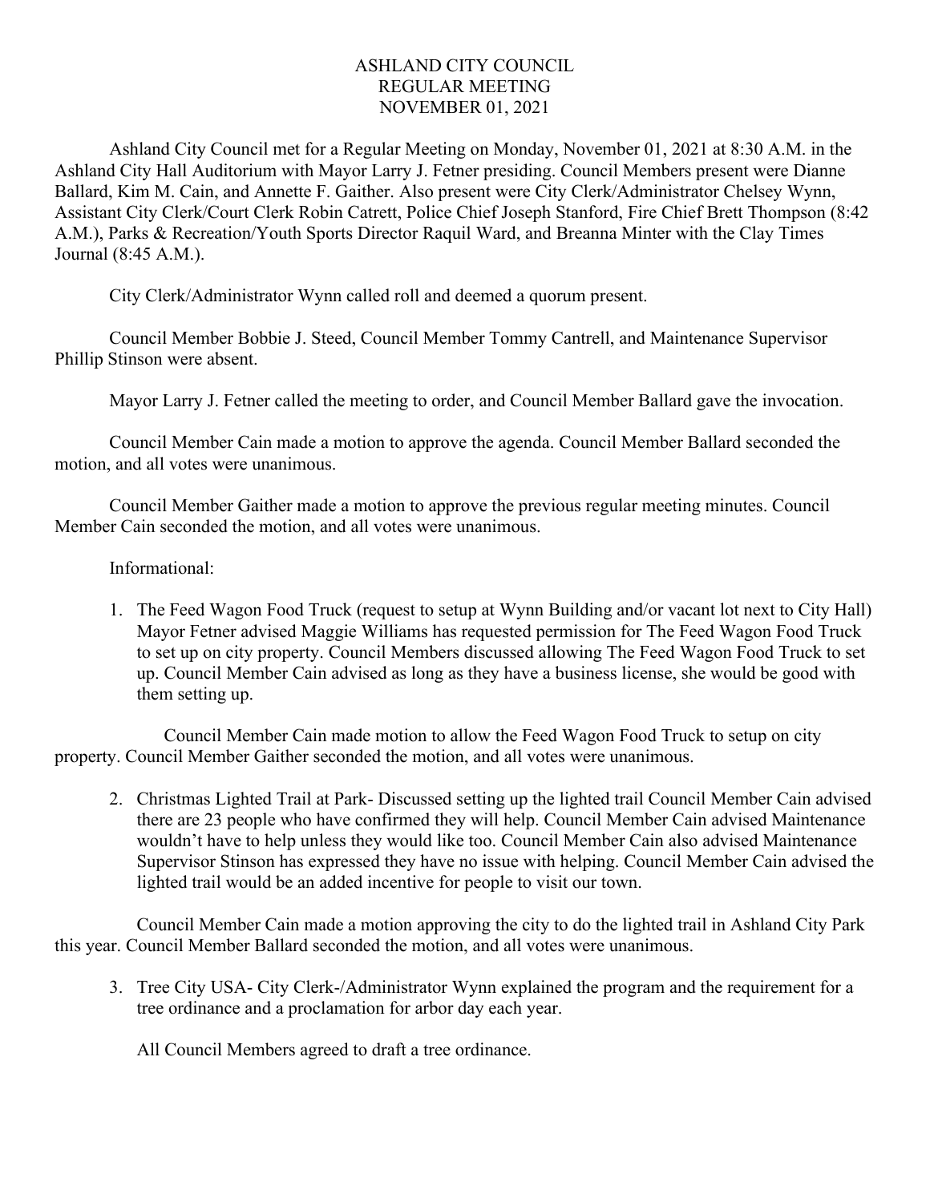# ASHLAND CITY COUNCIL
## REGULAR MEETING
## NOVEMBER 01, 2021

Ashland City Council met for a Regular Meeting on Monday, November 01, 2021 at 8:30 A.M. in the Ashland City Hall Auditorium with Mayor Larry J. Fetner presiding. Council Members present were Dianne Ballard, Kim M. Cain, and Annette F. Gaither. Also present were City Clerk/Administrator Chelsey Wynn, Assistant City Clerk/Court Clerk Robin Catrett, Police Chief Joseph Stanford, Fire Chief Brett Thompson (8:42 A.M.), Parks & Recreation/Youth Sports Director Raquil Ward, and Breanna Minter with the Clay Times Journal (8:45 A.M.).

City Clerk/Administrator Wynn called roll and deemed a quorum present.

Council Member Bobbie J. Steed, Council Member Tommy Cantrell, and Maintenance Supervisor Phillip Stinson were absent.

Mayor Larry J. Fetner called the meeting to order, and Council Member Ballard gave the invocation.

Council Member Cain made a motion to approve the agenda. Council Member Ballard seconded the motion, and all votes were unanimous.

Council Member Gaither made a motion to approve the previous regular meeting minutes. Council Member Cain seconded the motion, and all votes were unanimous.

Informational:

1. The Feed Wagon Food Truck (request to setup at Wynn Building and/or vacant lot next to City Hall) Mayor Fetner advised Maggie Williams has requested permission for The Feed Wagon Food Truck to set up on city property. Council Members discussed allowing The Feed Wagon Food Truck to set up. Council Member Cain advised as long as they have a business license, she would be good with them setting up.

Council Member Cain made motion to allow the Feed Wagon Food Truck to setup on city property. Council Member Gaither seconded the motion, and all votes were unanimous.

2. Christmas Lighted Trail at Park- Discussed setting up the lighted trail Council Member Cain advised there are 23 people who have confirmed they will help. Council Member Cain advised Maintenance wouldn't have to help unless they would like too. Council Member Cain also advised Maintenance Supervisor Stinson has expressed they have no issue with helping. Council Member Cain advised the lighted trail would be an added incentive for people to visit our town.

Council Member Cain made a motion approving the city to do the lighted trail in Ashland City Park this year. Council Member Ballard seconded the motion, and all votes were unanimous.

3. Tree City USA- City Clerk-/Administrator Wynn explained the program and the requirement for a tree ordinance and a proclamation for arbor day each year.

   All Council Members agreed to draft a tree ordinance.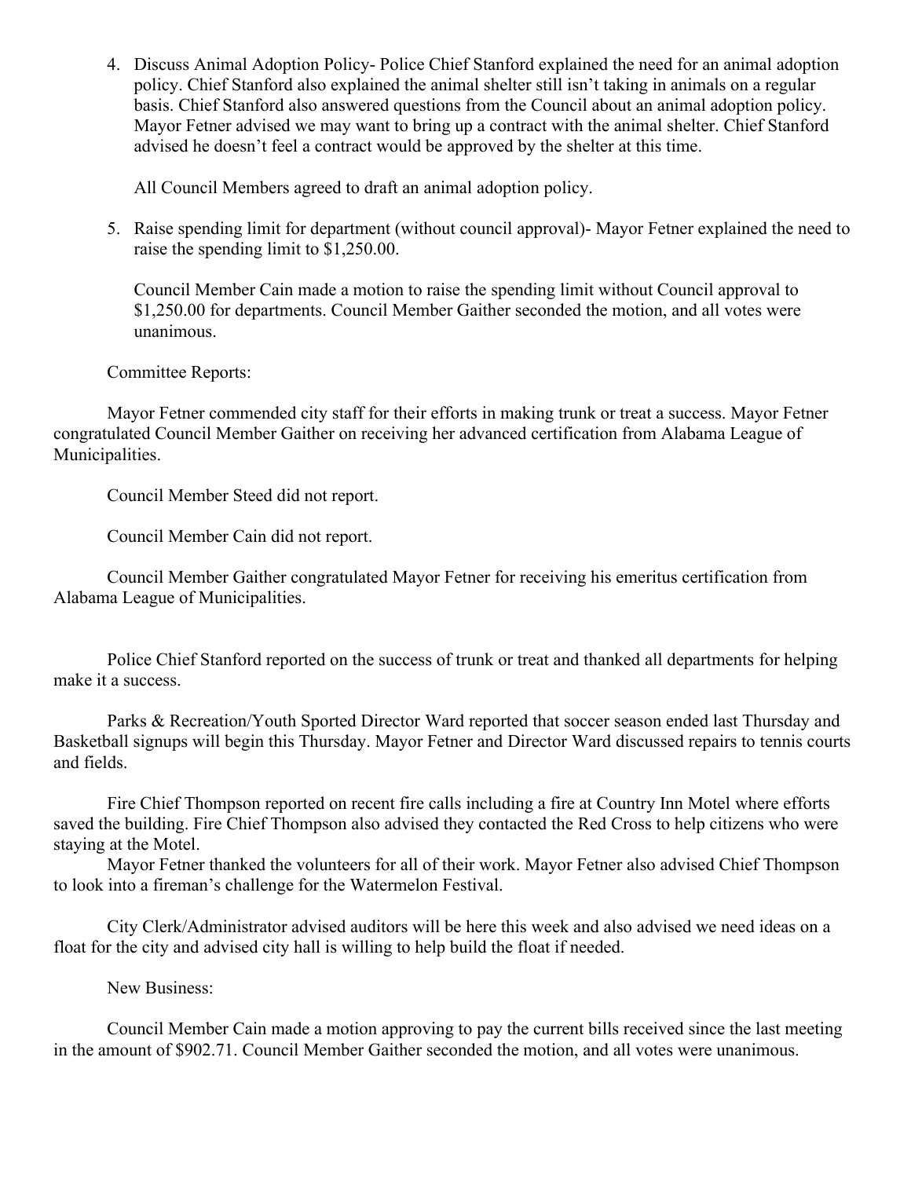4. Discuss Animal Adoption Policy- Police Chief Stanford explained the need for an animal adoption policy. Chief Stanford also explained the animal shelter still isn't taking in animals on a regular basis. Chief Stanford also answered questions from the Council about an animal adoption policy. Mayor Fetner advised we may want to bring up a contract with the animal shelter. Chief Stanford advised he doesn't feel a contract would be approved by the shelter at this time.

   All Council Members agreed to draft an animal adoption policy.

5. Raise spending limit for department (without council approval)- Mayor Fetner explained the need to raise the spending limit to $1,250.00.

   Council Member Cain made a motion to raise the spending limit without Council approval to $1,250.00 for departments. Council Member Gaither seconded the motion, and all votes were unanimous.

Committee Reports:

Mayor Fetner commended city staff for their efforts in making trunk or treat a success. Mayor Fetner congratulated Council Member Gaither on receiving her advanced certification from Alabama League of Municipalities.

Council Member Steed did not report.

Council Member Cain did not report.

Council Member Gaither congratulated Mayor Fetner for receiving his emeritus certification from Alabama League of Municipalities.

Police Chief Stanford reported on the success of trunk or treat and thanked all departments for helping make it a success.

Parks & Recreation/Youth Sported Director Ward reported that soccer season ended last Thursday and Basketball signups will begin this Thursday. Mayor Fetner and Director Ward discussed repairs to tennis courts and fields.

Fire Chief Thompson reported on recent fire calls including a fire at Country Inn Motel where efforts saved the building. Fire Chief Thompson also advised they contacted the Red Cross to help citizens who were staying at the Motel.

Mayor Fetner thanked the volunteers for all of their work. Mayor Fetner also advised Chief Thompson to look into a fireman's challenge for the Watermelon Festival.

City Clerk/Administrator advised auditors will be here this week and also advised we need ideas on a float for the city and advised city hall is willing to help build the float if needed.

New Business:

Council Member Cain made a motion approving to pay the current bills received since the last meeting in the amount of $902.71. Council Member Gaither seconded the motion, and all votes were unanimous.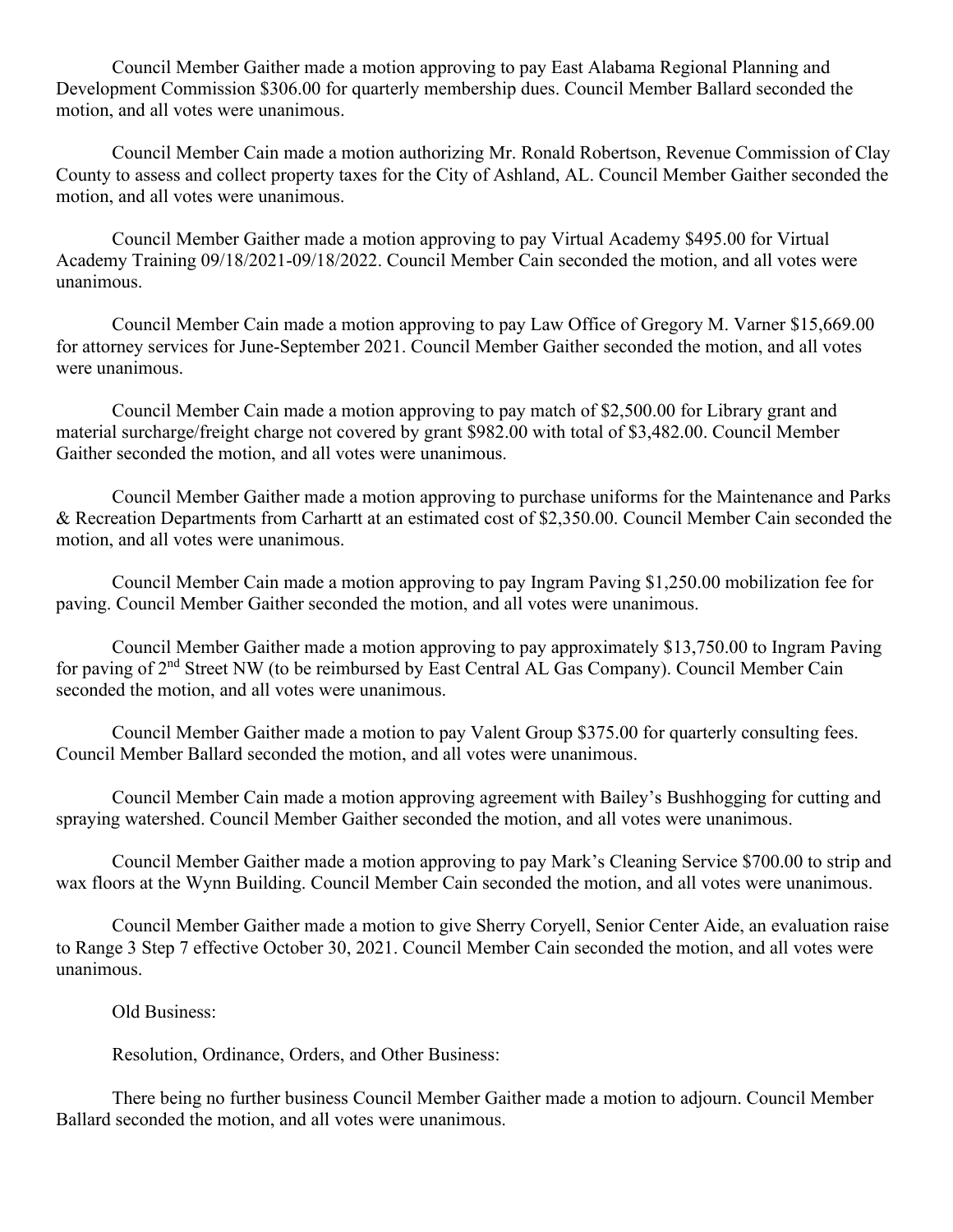Council Member Gaither made a motion approving to pay East Alabama Regional Planning and Development Commission $306.00 for quarterly membership dues. Council Member Ballard seconded the motion, and all votes were unanimous.

Council Member Cain made a motion authorizing Mr. Ronald Robertson, Revenue Commission of Clay County to assess and collect property taxes for the City of Ashland, AL. Council Member Gaither seconded the motion, and all votes were unanimous.

Council Member Gaither made a motion approving to pay Virtual Academy $495.00 for Virtual Academy Training 09/18/2021-09/18/2022. Council Member Cain seconded the motion, and all votes were unanimous.

Council Member Cain made a motion approving to pay Law Office of Gregory M. Varner $15,669.00 for attorney services for June-September 2021. Council Member Gaither seconded the motion, and all votes were unanimous.

Council Member Cain made a motion approving to pay match of $2,500.00 for Library grant and material surcharge/freight charge not covered by grant $982.00 with total of $3,482.00. Council Member Gaither seconded the motion, and all votes were unanimous.

Council Member Gaither made a motion approving to purchase uniforms for the Maintenance and Parks & Recreation Departments from Carhartt at an estimated cost of $2,350.00. Council Member Cain seconded the motion, and all votes were unanimous.

Council Member Cain made a motion approving to pay Ingram Paving $1,250.00 mobilization fee for paving. Council Member Gaither seconded the motion, and all votes were unanimous.

Council Member Gaither made a motion approving to pay approximately $13,750.00 to Ingram Paving for paving of 2nd Street NW (to be reimbursed by East Central AL Gas Company). Council Member Cain seconded the motion, and all votes were unanimous.

Council Member Gaither made a motion to pay Valent Group $375.00 for quarterly consulting fees. Council Member Ballard seconded the motion, and all votes were unanimous.

Council Member Cain made a motion approving agreement with Bailey's Bushhogging for cutting and spraying watershed. Council Member Gaither seconded the motion, and all votes were unanimous.

Council Member Gaither made a motion approving to pay Mark's Cleaning Service $700.00 to strip and wax floors at the Wynn Building. Council Member Cain seconded the motion, and all votes were unanimous.

Council Member Gaither made a motion to give Sherry Coryell, Senior Center Aide, an evaluation raise to Range 3 Step 7 effective October 30, 2021. Council Member Cain seconded the motion, and all votes were unanimous.

Old Business:

Resolution, Ordinance, Orders, and Other Business:

There being no further business Council Member Gaither made a motion to adjourn. Council Member Ballard seconded the motion, and all votes were unanimous.